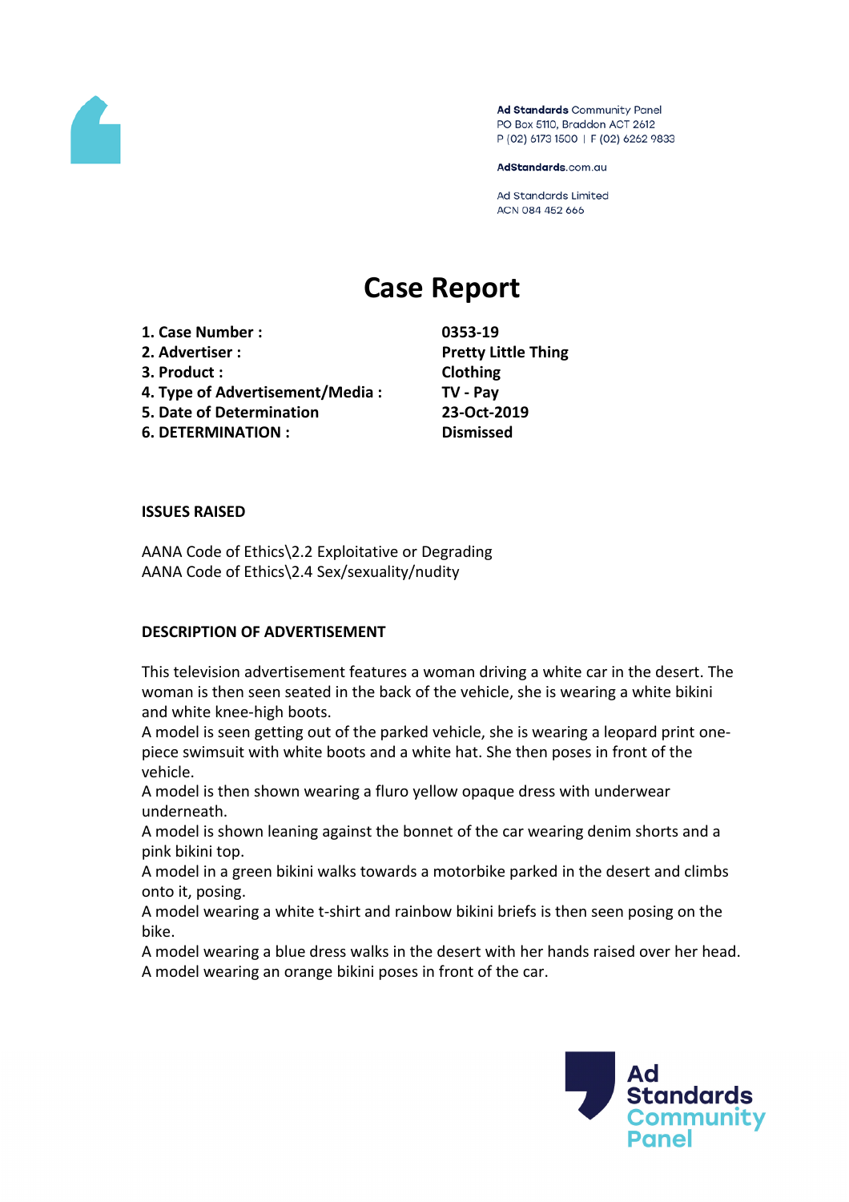Ad Standards Community Panel
PO Box 5110, Braddon ACT 2612
P (02) 6173 1500 | F (02) 6262 9833

AdStandards.com.au

Ad Standards Limited
ACN 084 452 666

# Case Report

| | |
|---|---|
| **1. Case Number :** | **0353-19** |
| **2. Advertiser :** | **Pretty Little Thing** |
| **3. Product :** | **Clothing** |
| **4. Type of Advertisement/Media :** | **TV - Pay** |
| **5. Date of Determination** | **23-Oct-2019** |
| **6. DETERMINATION :** | **Dismissed** |

**ISSUES RAISED**

AANA Code of Ethics\2.2 Exploitative or Degrading
AANA Code of Ethics\2.4 Sex/sexuality/nudity

**DESCRIPTION OF ADVERTISEMENT**

This television advertisement features a woman driving a white car in the desert. The woman is then seen seated in the back of the vehicle, she is wearing a white bikini and white knee-high boots.
A model is seen getting out of the parked vehicle, she is wearing a leopard print one-piece swimsuit with white boots and a white hat. She then poses in front of the vehicle.
A model is then shown wearing a fluro yellow opaque dress with underwear underneath.
A model is shown leaning against the bonnet of the car wearing denim shorts and a pink bikini top.
A model in a green bikini walks towards a motorbike parked in the desert and climbs onto it, posing.
A model wearing a white t-shirt and rainbow bikini briefs is then seen posing on the bike.
A model wearing a blue dress walks in the desert with her hands raised over her head.
A model wearing an orange bikini poses in front of the car.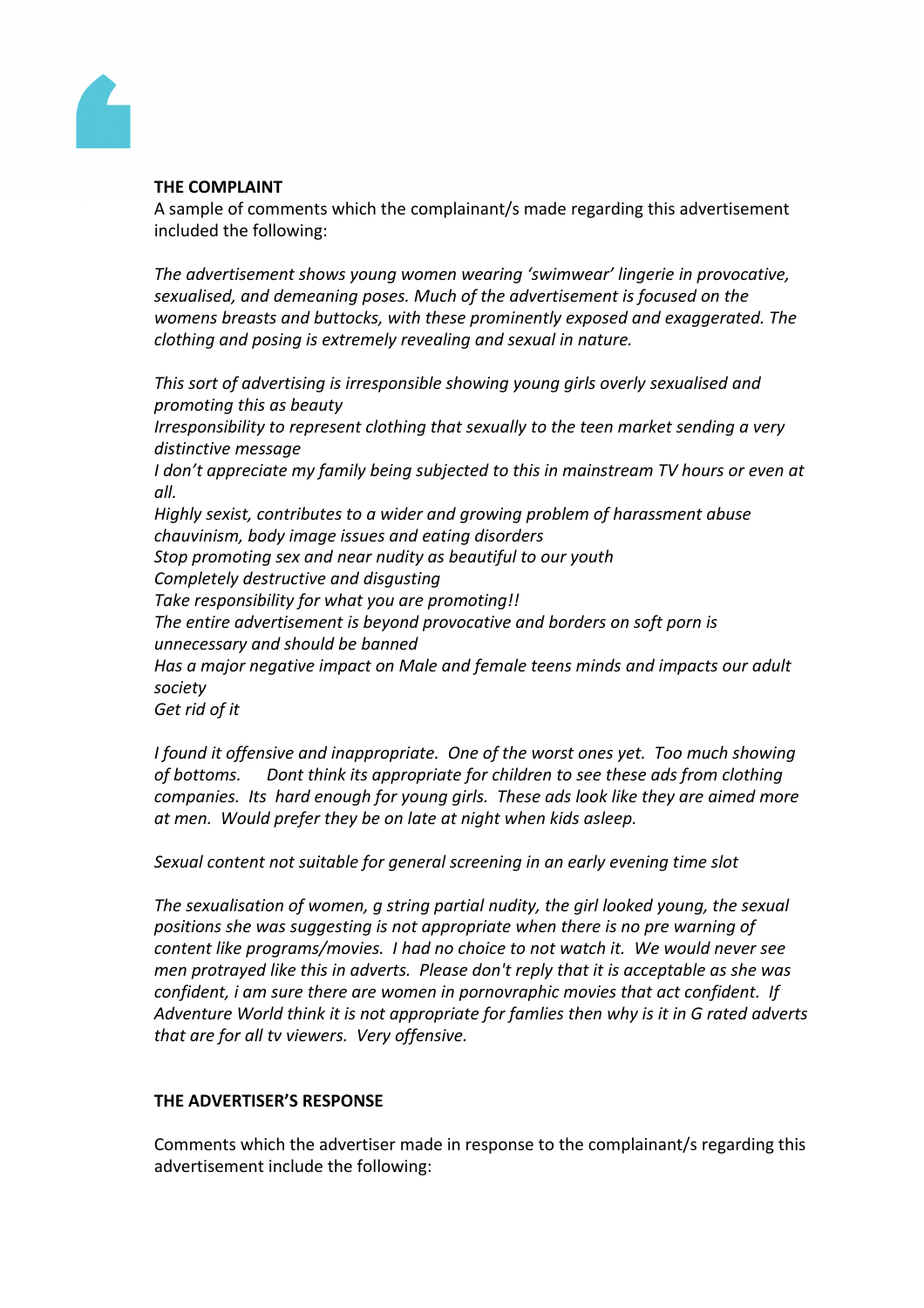**THE COMPLAINT**

A sample of comments which the complainant/s made regarding this advertisement included the following:

*The advertisement shows young women wearing 'swimwear' lingerie in provocative, sexualised, and demeaning poses. Much of the advertisement is focused on the womens breasts and buttocks, with these prominently exposed and exaggerated. The clothing and posing is extremely revealing and sexual in nature.*

*This sort of advertising is irresponsible showing young girls overly sexualised and promoting this as beauty*
*Irresponsibility to represent clothing that sexually to the teen market sending a very distinctive message*
*I don't appreciate my family being subjected to this in mainstream TV hours or even at all.*
*Highly sexist, contributes to a wider and growing problem of harassment abuse chauvinism, body image issues and eating disorders*
*Stop promoting sex and near nudity as beautiful to our youth*
*Completely destructive and disgusting*
*Take responsibility for what you are promoting!!*
*The entire advertisement is beyond provocative and borders on soft porn is unnecessary and should be banned*
*Has a major negative impact on Male and female teens minds and impacts our adult society*
*Get rid of it*

*I found it offensive and inappropriate. One of the worst ones yet. Too much showing of bottoms. Dont think its appropriate for children to see these ads from clothing companies. Its hard enough for young girls. These ads look like they are aimed more at men. Would prefer they be on late at night when kids asleep.*

*Sexual content not suitable for general screening in an early evening time slot*

*The sexualisation of women, g string partial nudity, the girl looked young, the sexual positions she was suggesting is not appropriate when there is no pre warning of content like programs/movies. I had no choice to not watch it. We would never see men protrayed like this in adverts. Please don't reply that it is acceptable as she was confident, i am sure there are women in pornovraphic movies that act confident. If Adventure World think it is not appropriate for famlies then why is it in G rated adverts that are for all tv viewers. Very offensive.*

**THE ADVERTISER'S RESPONSE**

Comments which the advertiser made in response to the complainant/s regarding this advertisement include the following: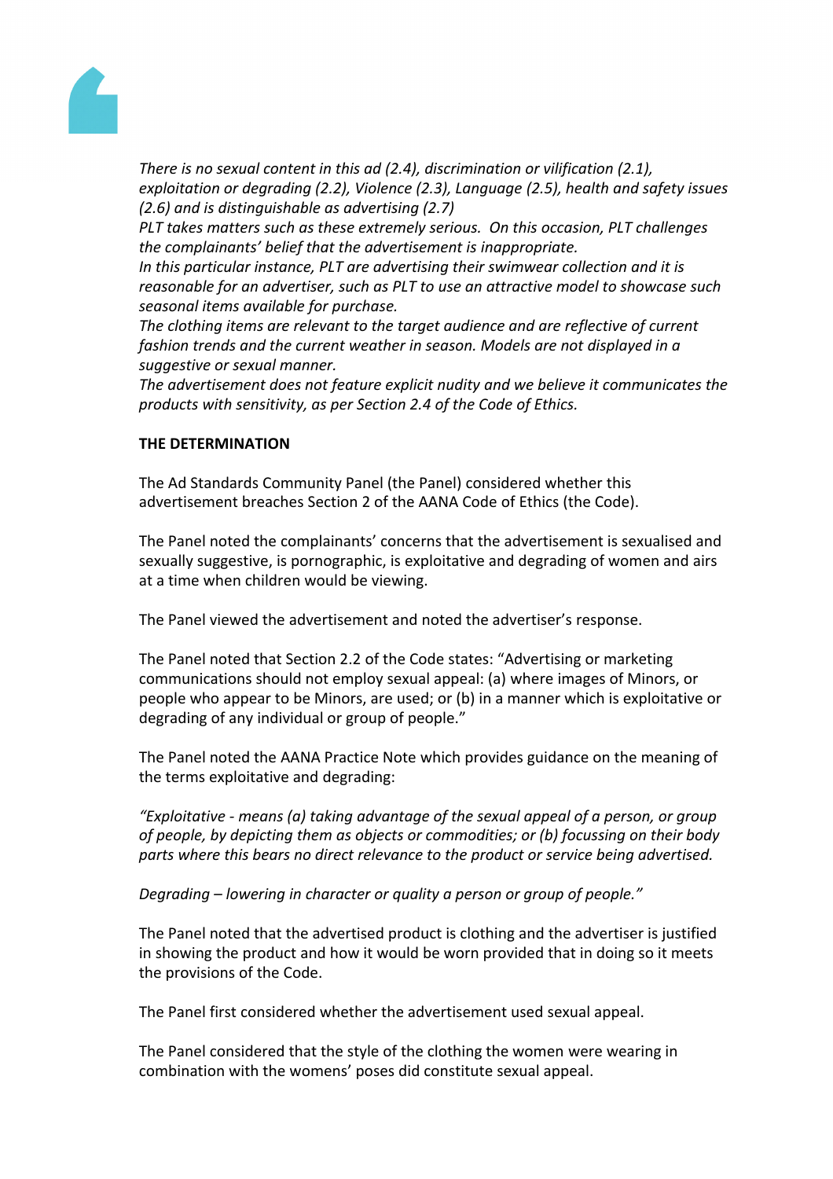*There is no sexual content in this ad (2.4), discrimination or vilification (2.1), exploitation or degrading (2.2), Violence (2.3), Language (2.5), health and safety issues (2.6) and is distinguishable as advertising (2.7)*

*PLT takes matters such as these extremely serious. On this occasion, PLT challenges the complainants' belief that the advertisement is inappropriate.*

*In this particular instance, PLT are advertising their swimwear collection and it is reasonable for an advertiser, such as PLT to use an attractive model to showcase such seasonal items available for purchase.*

*The clothing items are relevant to the target audience and are reflective of current fashion trends and the current weather in season. Models are not displayed in a suggestive or sexual manner.*

*The advertisement does not feature explicit nudity and we believe it communicates the products with sensitivity, as per Section 2.4 of the Code of Ethics.*

**THE DETERMINATION**

The Ad Standards Community Panel (the Panel) considered whether this advertisement breaches Section 2 of the AANA Code of Ethics (the Code).

The Panel noted the complainants' concerns that the advertisement is sexualised and sexually suggestive, is pornographic, is exploitative and degrading of women and airs at a time when children would be viewing.

The Panel viewed the advertisement and noted the advertiser's response.

The Panel noted that Section 2.2 of the Code states: "Advertising or marketing communications should not employ sexual appeal: (a) where images of Minors, or people who appear to be Minors, are used; or (b) in a manner which is exploitative or degrading of any individual or group of people."

The Panel noted the AANA Practice Note which provides guidance on the meaning of the terms exploitative and degrading:

*"Exploitative - means (a) taking advantage of the sexual appeal of a person, or group of people, by depicting them as objects or commodities; or (b) focussing on their body parts where this bears no direct relevance to the product or service being advertised.*

*Degrading – lowering in character or quality a person or group of people."*

The Panel noted that the advertised product is clothing and the advertiser is justified in showing the product and how it would be worn provided that in doing so it meets the provisions of the Code.

The Panel first considered whether the advertisement used sexual appeal.

The Panel considered that the style of the clothing the women were wearing in combination with the womens' poses did constitute sexual appeal.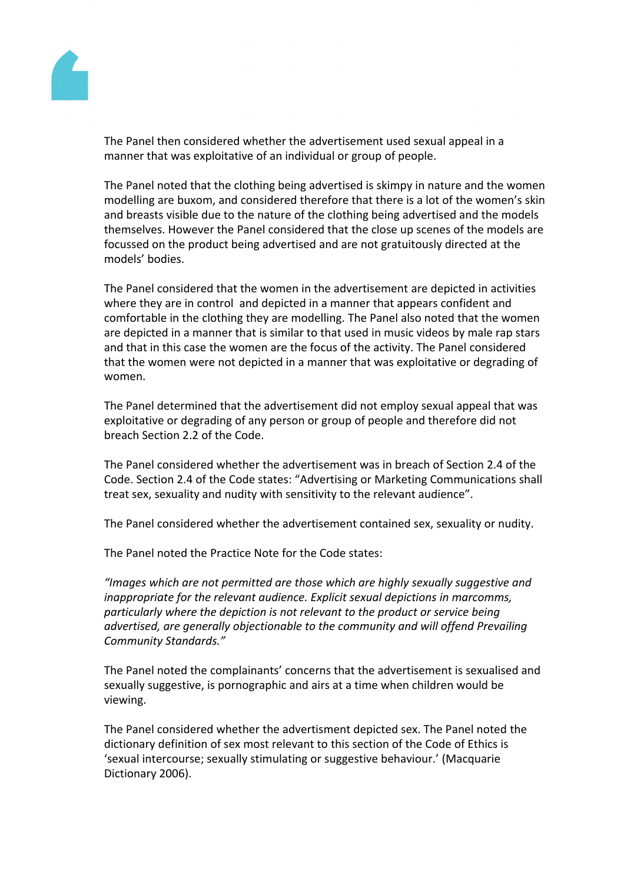The Panel then considered whether the advertisement used sexual appeal in a manner that was exploitative of an individual or group of people.

The Panel noted that the clothing being advertised is skimpy in nature and the women modelling are buxom, and considered therefore that there is a lot of the women's skin and breasts visible due to the nature of the clothing being advertised and the models themselves. However the Panel considered that the close up scenes of the models are focussed on the product being advertised and are not gratuitously directed at the models' bodies.

The Panel considered that the women in the advertisement are depicted in activities where they are in control and depicted in a manner that appears confident and comfortable in the clothing they are modelling. The Panel also noted that the women are depicted in a manner that is similar to that used in music videos by male rap stars and that in this case the women are the focus of the activity. The Panel considered that the women were not depicted in a manner that was exploitative or degrading of women.

The Panel determined that the advertisement did not employ sexual appeal that was exploitative or degrading of any person or group of people and therefore did not breach Section 2.2 of the Code.

The Panel considered whether the advertisement was in breach of Section 2.4 of the Code. Section 2.4 of the Code states: "Advertising or Marketing Communications shall treat sex, sexuality and nudity with sensitivity to the relevant audience".

The Panel considered whether the advertisement contained sex, sexuality or nudity.

The Panel noted the Practice Note for the Code states:

*"Images which are not permitted are those which are highly sexually suggestive and inappropriate for the relevant audience. Explicit sexual depictions in marcomms, particularly where the depiction is not relevant to the product or service being advertised, are generally objectionable to the community and will offend Prevailing Community Standards."*

The Panel noted the complainants' concerns that the advertisement is sexualised and sexually suggestive, is pornographic and airs at a time when children would be viewing.

The Panel considered whether the advertisment depicted sex. The Panel noted the dictionary definition of sex most relevant to this section of the Code of Ethics is 'sexual intercourse; sexually stimulating or suggestive behaviour.' (Macquarie Dictionary 2006).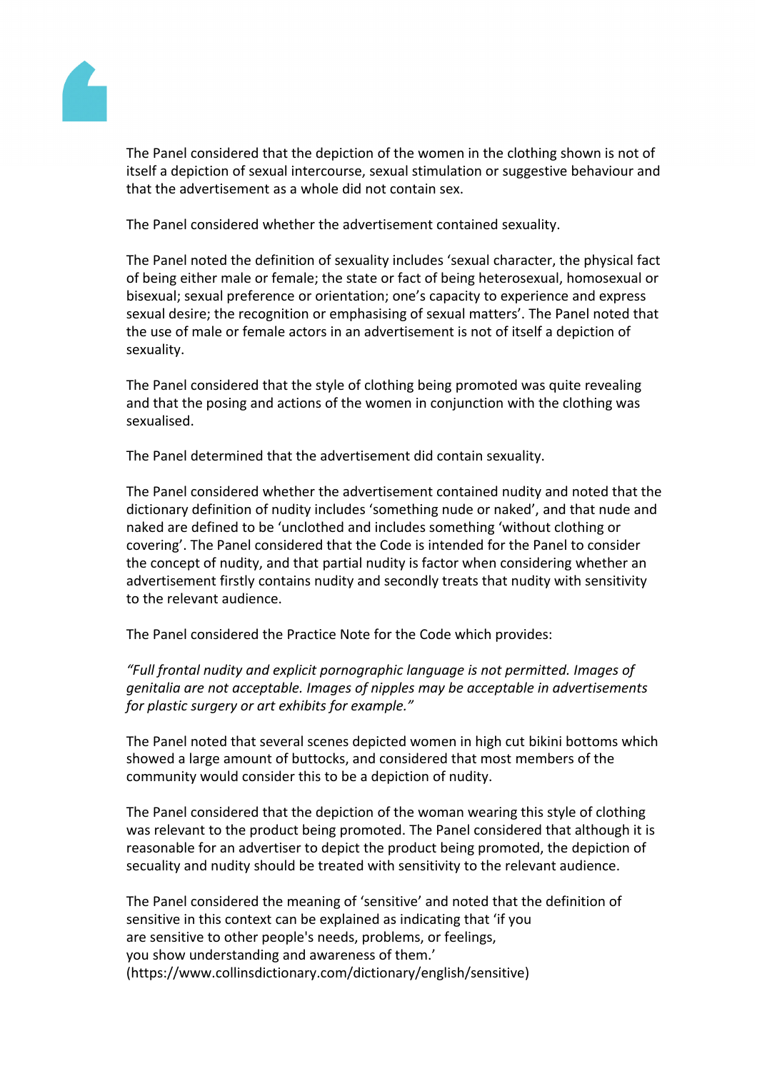The Panel considered that the depiction of the women in the clothing shown is not of itself a depiction of sexual intercourse, sexual stimulation or suggestive behaviour and that the advertisement as a whole did not contain sex.

The Panel considered whether the advertisement contained sexuality.

The Panel noted the definition of sexuality includes 'sexual character, the physical fact of being either male or female; the state or fact of being heterosexual, homosexual or bisexual; sexual preference or orientation; one's capacity to experience and express sexual desire; the recognition or emphasising of sexual matters'. The Panel noted that the use of male or female actors in an advertisement is not of itself a depiction of sexuality.

The Panel considered that the style of clothing being promoted was quite revealing and that the posing and actions of the women in conjunction with the clothing was sexualised.

The Panel determined that the advertisement did contain sexuality.

The Panel considered whether the advertisement contained nudity and noted that the dictionary definition of nudity includes 'something nude or naked', and that nude and naked are defined to be 'unclothed and includes something 'without clothing or covering'. The Panel considered that the Code is intended for the Panel to consider the concept of nudity, and that partial nudity is factor when considering whether an advertisement firstly contains nudity and secondly treats that nudity with sensitivity to the relevant audience.

The Panel considered the Practice Note for the Code which provides:

*"Full frontal nudity and explicit pornographic language is not permitted. Images of genitalia are not acceptable. Images of nipples may be acceptable in advertisements for plastic surgery or art exhibits for example."*

The Panel noted that several scenes depicted women in high cut bikini bottoms which showed a large amount of buttocks, and considered that most members of the community would consider this to be a depiction of nudity.

The Panel considered that the depiction of the woman wearing this style of clothing was relevant to the product being promoted. The Panel considered that although it is reasonable for an advertiser to depict the product being promoted, the depiction of secuality and nudity should be treated with sensitivity to the relevant audience.

The Panel considered the meaning of 'sensitive' and noted that the definition of sensitive in this context can be explained as indicating that 'if you are sensitive to other people's needs, problems, or feelings, you show understanding and awareness of them.' (https://www.collinsdictionary.com/dictionary/english/sensitive)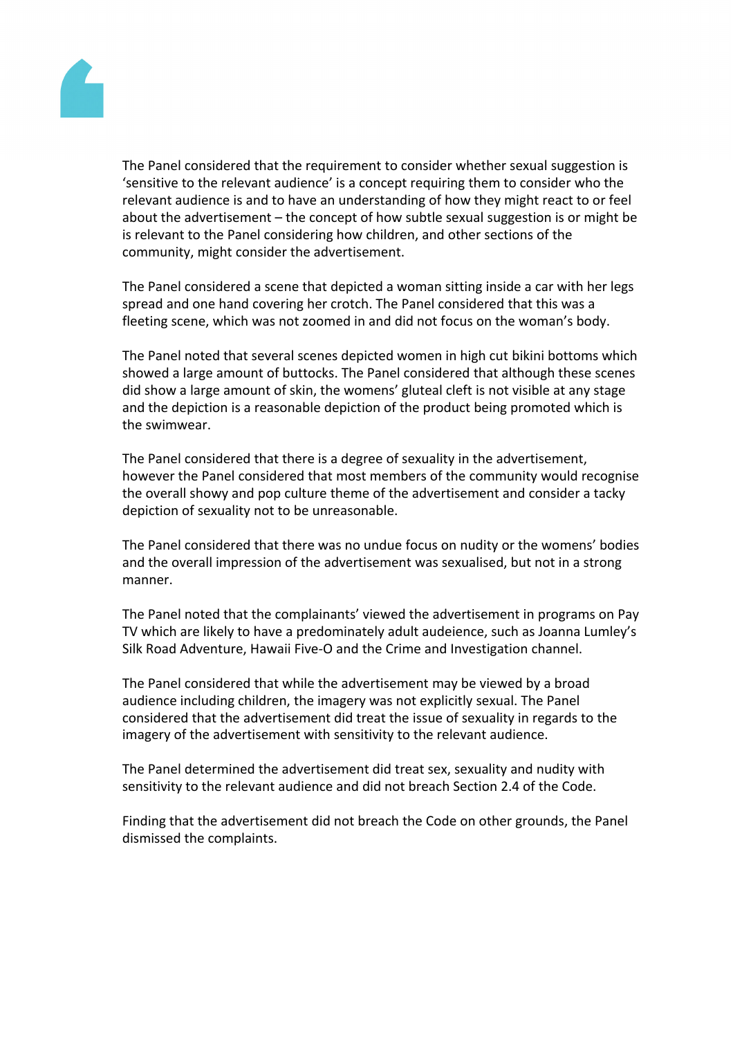The Panel considered that the requirement to consider whether sexual suggestion is 'sensitive to the relevant audience' is a concept requiring them to consider who the relevant audience is and to have an understanding of how they might react to or feel about the advertisement – the concept of how subtle sexual suggestion is or might be is relevant to the Panel considering how children, and other sections of the community, might consider the advertisement.

The Panel considered a scene that depicted a woman sitting inside a car with her legs spread and one hand covering her crotch. The Panel considered that this was a fleeting scene, which was not zoomed in and did not focus on the woman's body.

The Panel noted that several scenes depicted women in high cut bikini bottoms which showed a large amount of buttocks. The Panel considered that although these scenes did show a large amount of skin, the womens' gluteal cleft is not visible at any stage and the depiction is a reasonable depiction of the product being promoted which is the swimwear.

The Panel considered that there is a degree of sexuality in the advertisement, however the Panel considered that most members of the community would recognise the overall showy and pop culture theme of the advertisement and consider a tacky depiction of sexuality not to be unreasonable.

The Panel considered that there was no undue focus on nudity or the womens' bodies and the overall impression of the advertisement was sexualised, but not in a strong manner.

The Panel noted that the complainants' viewed the advertisement in programs on Pay TV which are likely to have a predominately adult audeience, such as Joanna Lumley's Silk Road Adventure, Hawaii Five-O and the Crime and Investigation channel.

The Panel considered that while the advertisement may be viewed by a broad audience including children, the imagery was not explicitly sexual. The Panel considered that the advertisement did treat the issue of sexuality in regards to the imagery of the advertisement with sensitivity to the relevant audience.

The Panel determined the advertisement did treat sex, sexuality and nudity with sensitivity to the relevant audience and did not breach Section 2.4 of the Code.

Finding that the advertisement did not breach the Code on other grounds, the Panel dismissed the complaints.